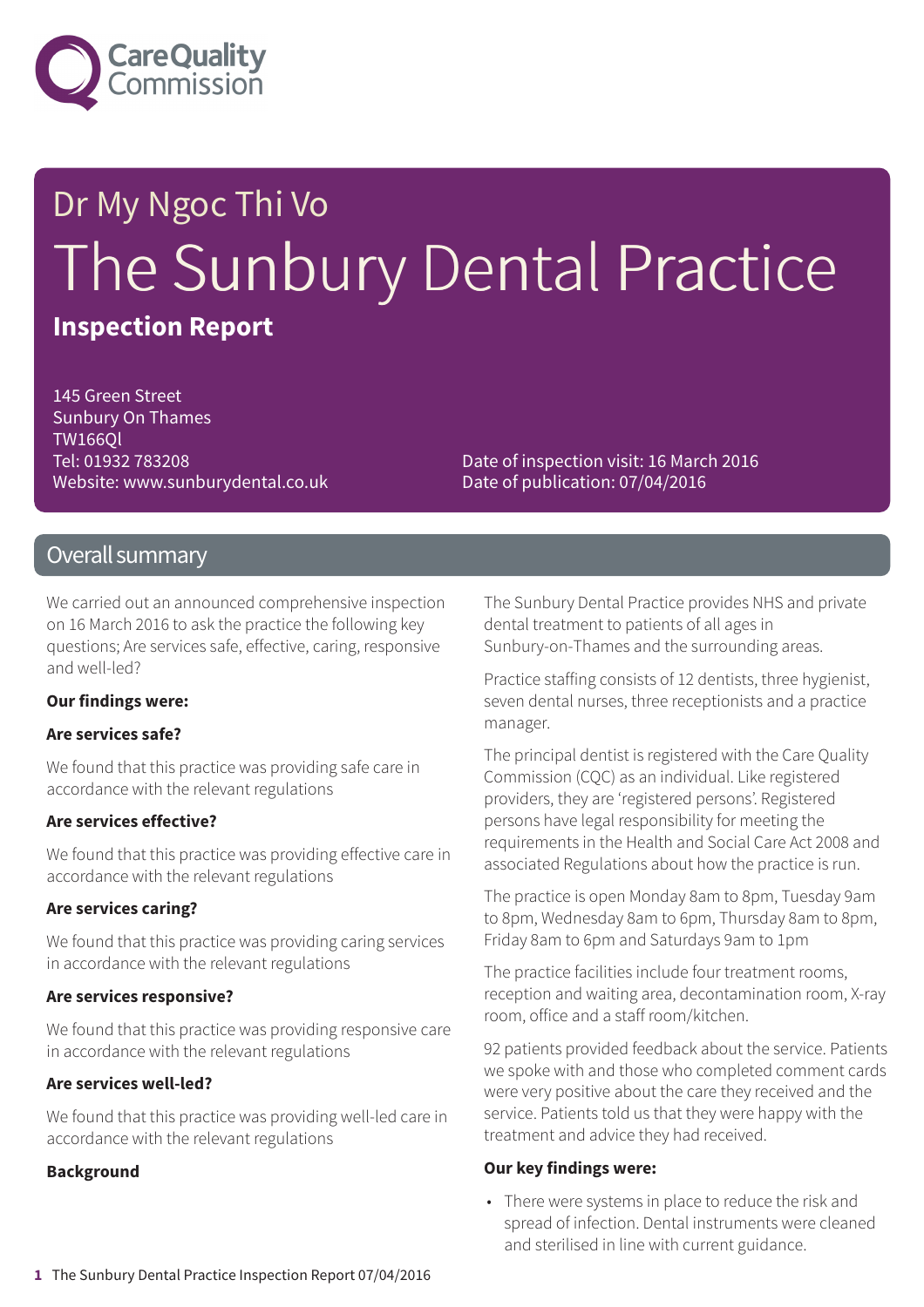Care Quality Commission

# Dr My Ngoc Thi Vo

# The Sunbury Dental Practice

**Inspection Report**

145 Green Street
Sunbury On Thames
TW166Ql
Tel: 01932 783208
Website: www.sunburydental.co.uk

Date of inspection visit: 16 March 2016
Date of publication: 07/04/2016

## Overall summary

We carried out an announced comprehensive inspection on 16 March 2016 to ask the practice the following key questions; Are services safe, effective, caring, responsive and well-led?

**Our findings were:**

**Are services safe?**

We found that this practice was providing safe care in accordance with the relevant regulations

**Are services effective?**

We found that this practice was providing effective care in accordance with the relevant regulations

**Are services caring?**

We found that this practice was providing caring services in accordance with the relevant regulations

**Are services responsive?**

We found that this practice was providing responsive care in accordance with the relevant regulations

**Are services well-led?**

We found that this practice was providing well-led care in accordance with the relevant regulations

**Background**

The Sunbury Dental Practice provides NHS and private dental treatment to patients of all ages in Sunbury-on-Thames and the surrounding areas.

Practice staffing consists of 12 dentists, three hygienist, seven dental nurses, three receptionists and a practice manager.

The principal dentist is registered with the Care Quality Commission (CQC) as an individual. Like registered providers, they are 'registered persons'. Registered persons have legal responsibility for meeting the requirements in the Health and Social Care Act 2008 and associated Regulations about how the practice is run.

The practice is open Monday 8am to 8pm, Tuesday 9am to 8pm, Wednesday 8am to 6pm, Thursday 8am to 8pm, Friday 8am to 6pm and Saturdays 9am to 1pm

The practice facilities include four treatment rooms, reception and waiting area, decontamination room, X-ray room, office and a staff room/kitchen.

92 patients provided feedback about the service. Patients we spoke with and those who completed comment cards were very positive about the care they received and the service. Patients told us that they were happy with the treatment and advice they had received.

**Our key findings were:**

- There were systems in place to reduce the risk and spread of infection. Dental instruments were cleaned and sterilised in line with current guidance.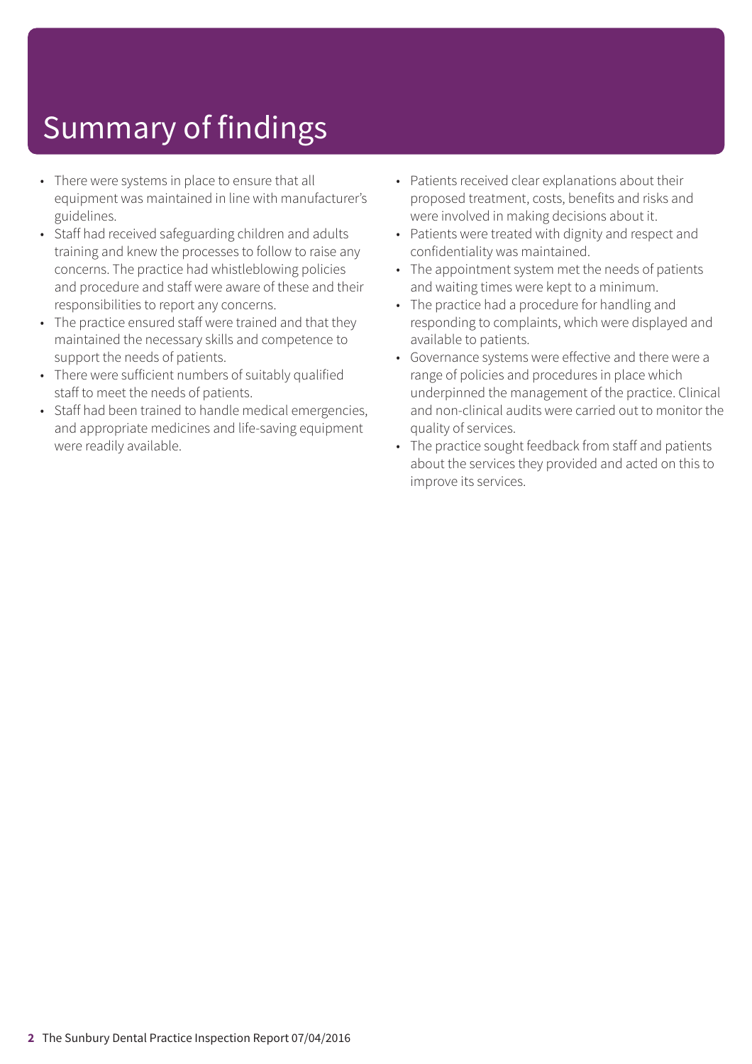# Summary of findings

- There were systems in place to ensure that all equipment was maintained in line with manufacturer's guidelines.
- Staff had received safeguarding children and adults training and knew the processes to follow to raise any concerns. The practice had whistleblowing policies and procedure and staff were aware of these and their responsibilities to report any concerns.
- The practice ensured staff were trained and that they maintained the necessary skills and competence to support the needs of patients.
- There were sufficient numbers of suitably qualified staff to meet the needs of patients.
- Staff had been trained to handle medical emergencies, and appropriate medicines and life-saving equipment were readily available.
- Patients received clear explanations about their proposed treatment, costs, benefits and risks and were involved in making decisions about it.
- Patients were treated with dignity and respect and confidentiality was maintained.
- The appointment system met the needs of patients and waiting times were kept to a minimum.
- The practice had a procedure for handling and responding to complaints, which were displayed and available to patients.
- Governance systems were effective and there were a range of policies and procedures in place which underpinned the management of the practice. Clinical and non-clinical audits were carried out to monitor the quality of services.
- The practice sought feedback from staff and patients about the services they provided and acted on this to improve its services.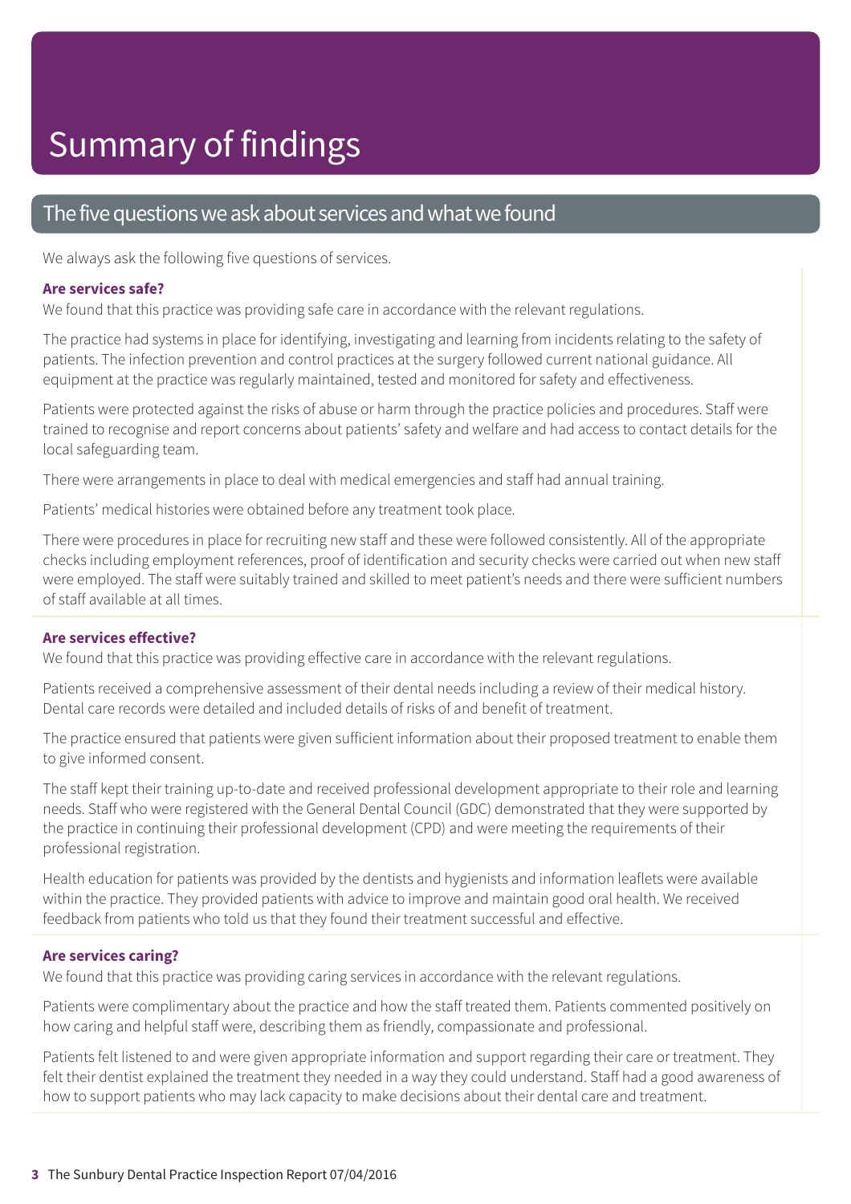# Summary of findings

## The five questions we ask about services and what we found

We always ask the following five questions of services.

### Are services safe?

We found that this practice was providing safe care in accordance with the relevant regulations.

The practice had systems in place for identifying, investigating and learning from incidents relating to the safety of patients. The infection prevention and control practices at the surgery followed current national guidance. All equipment at the practice was regularly maintained, tested and monitored for safety and effectiveness.

Patients were protected against the risks of abuse or harm through the practice policies and procedures. Staff were trained to recognise and report concerns about patients' safety and welfare and had access to contact details for the local safeguarding team.

There were arrangements in place to deal with medical emergencies and staff had annual training.

Patients' medical histories were obtained before any treatment took place.

There were procedures in place for recruiting new staff and these were followed consistently. All of the appropriate checks including employment references, proof of identification and security checks were carried out when new staff were employed. The staff were suitably trained and skilled to meet patient's needs and there were sufficient numbers of staff available at all times.

### Are services effective?

We found that this practice was providing effective care in accordance with the relevant regulations.

Patients received a comprehensive assessment of their dental needs including a review of their medical history. Dental care records were detailed and included details of risks of and benefit of treatment.

The practice ensured that patients were given sufficient information about their proposed treatment to enable them to give informed consent.

The staff kept their training up-to-date and received professional development appropriate to their role and learning needs. Staff who were registered with the General Dental Council (GDC) demonstrated that they were supported by the practice in continuing their professional development (CPD) and were meeting the requirements of their professional registration.

Health education for patients was provided by the dentists and hygienists and information leaflets were available within the practice. They provided patients with advice to improve and maintain good oral health. We received feedback from patients who told us that they found their treatment successful and effective.

### Are services caring?

We found that this practice was providing caring services in accordance with the relevant regulations.

Patients were complimentary about the practice and how the staff treated them. Patients commented positively on how caring and helpful staff were, describing them as friendly, compassionate and professional.

Patients felt listened to and were given appropriate information and support regarding their care or treatment. They felt their dentist explained the treatment they needed in a way they could understand. Staff had a good awareness of how to support patients who may lack capacity to make decisions about their dental care and treatment.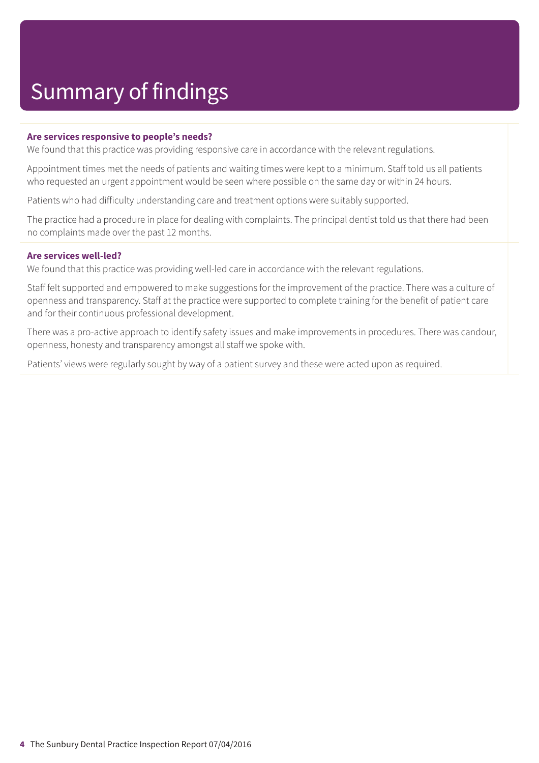# Summary of findings

### Are services responsive to people's needs?

We found that this practice was providing responsive care in accordance with the relevant regulations.

Appointment times met the needs of patients and waiting times were kept to a minimum. Staff told us all patients who requested an urgent appointment would be seen where possible on the same day or within 24 hours.

Patients who had difficulty understanding care and treatment options were suitably supported.

The practice had a procedure in place for dealing with complaints. The principal dentist told us that there had been no complaints made over the past 12 months.

### Are services well-led?

We found that this practice was providing well-led care in accordance with the relevant regulations.

Staff felt supported and empowered to make suggestions for the improvement of the practice. There was a culture of openness and transparency. Staff at the practice were supported to complete training for the benefit of patient care and for their continuous professional development.

There was a pro-active approach to identify safety issues and make improvements in procedures. There was candour, openness, honesty and transparency amongst all staff we spoke with.

Patients' views were regularly sought by way of a patient survey and these were acted upon as required.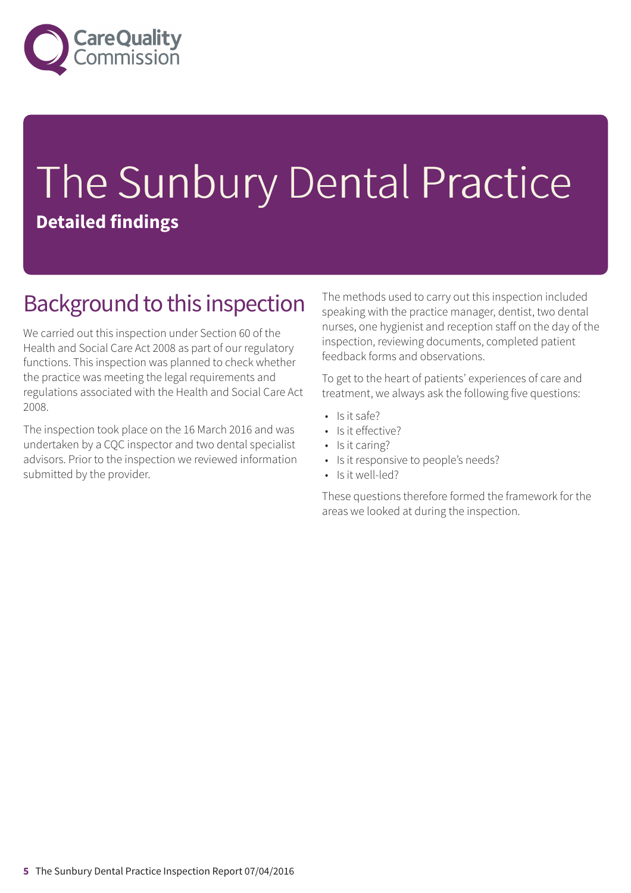# The Sunbury Dental Practice

**Detailed findings**

## Background to this inspection

We carried out this inspection under Section 60 of the Health and Social Care Act 2008 as part of our regulatory functions. This inspection was planned to check whether the practice was meeting the legal requirements and regulations associated with the Health and Social Care Act 2008.

The inspection took place on the 16 March 2016 and was undertaken by a CQC inspector and two dental specialist advisors. Prior to the inspection we reviewed information submitted by the provider.

The methods used to carry out this inspection included speaking with the practice manager, dentist, two dental nurses, one hygienist and reception staff on the day of the inspection, reviewing documents, completed patient feedback forms and observations.

To get to the heart of patients' experiences of care and treatment, we always ask the following five questions:

- Is it safe?
- Is it effective?
- Is it caring?
- Is it responsive to people's needs?
- Is it well-led?

These questions therefore formed the framework for the areas we looked at during the inspection.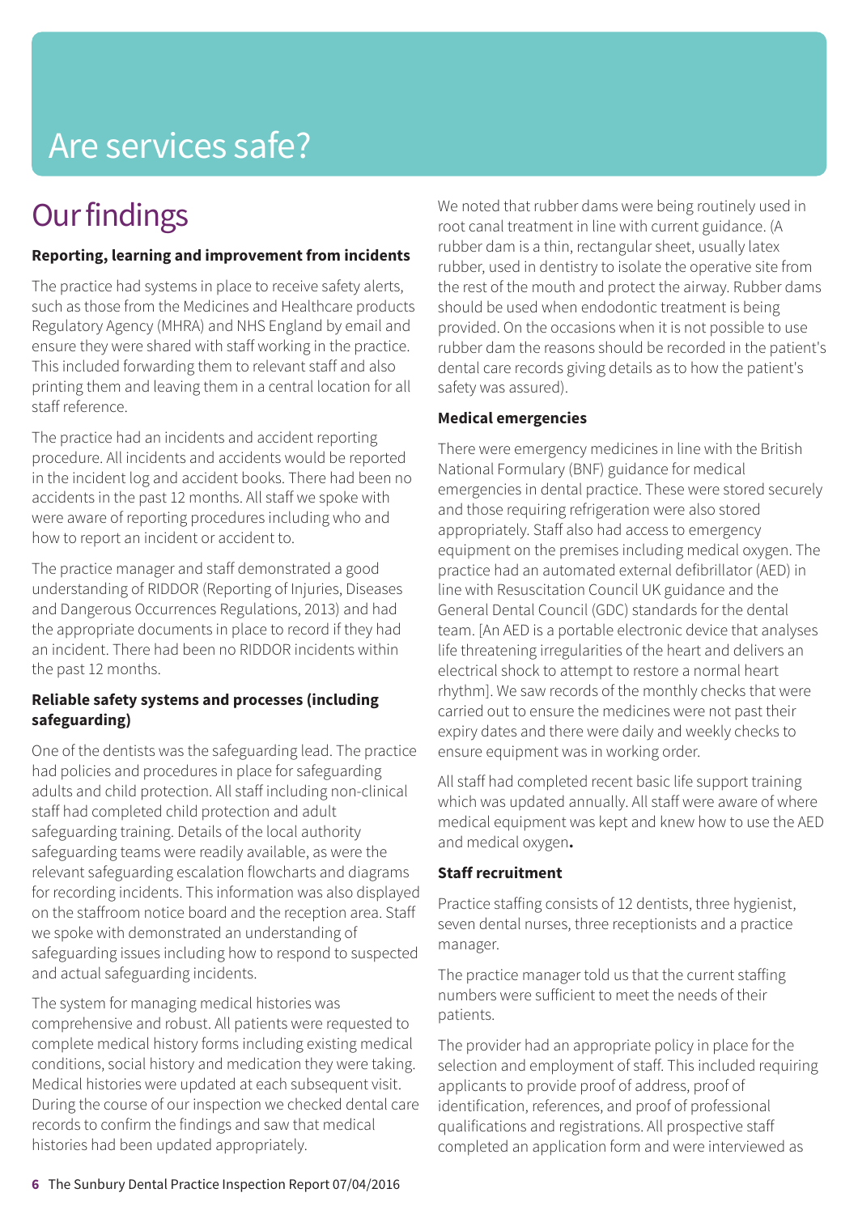# Are services safe?

## Our findings

**Reporting, learning and improvement from incidents**

The practice had systems in place to receive safety alerts, such as those from the Medicines and Healthcare products Regulatory Agency (MHRA) and NHS England by email and ensure they were shared with staff working in the practice. This included forwarding them to relevant staff and also printing them and leaving them in a central location for all staff reference.

The practice had an incidents and accident reporting procedure. All incidents and accidents would be reported in the incident log and accident books. There had been no accidents in the past 12 months. All staff we spoke with were aware of reporting procedures including who and how to report an incident or accident to.

The practice manager and staff demonstrated a good understanding of RIDDOR (Reporting of Injuries, Diseases and Dangerous Occurrences Regulations, 2013) and had the appropriate documents in place to record if they had an incident. There had been no RIDDOR incidents within the past 12 months.

**Reliable safety systems and processes (including safeguarding)**

One of the dentists was the safeguarding lead. The practice had policies and procedures in place for safeguarding adults and child protection. All staff including non-clinical staff had completed child protection and adult safeguarding training. Details of the local authority safeguarding teams were readily available, as were the relevant safeguarding escalation flowcharts and diagrams for recording incidents. This information was also displayed on the staffroom notice board and the reception area. Staff we spoke with demonstrated an understanding of safeguarding issues including how to respond to suspected and actual safeguarding incidents.

The system for managing medical histories was comprehensive and robust. All patients were requested to complete medical history forms including existing medical conditions, social history and medication they were taking. Medical histories were updated at each subsequent visit. During the course of our inspection we checked dental care records to confirm the findings and saw that medical histories had been updated appropriately.

We noted that rubber dams were being routinely used in root canal treatment in line with current guidance. (A rubber dam is a thin, rectangular sheet, usually latex rubber, used in dentistry to isolate the operative site from the rest of the mouth and protect the airway. Rubber dams should be used when endodontic treatment is being provided. On the occasions when it is not possible to use rubber dam the reasons should be recorded in the patient's dental care records giving details as to how the patient's safety was assured).

**Medical emergencies**

There were emergency medicines in line with the British National Formulary (BNF) guidance for medical emergencies in dental practice. These were stored securely and those requiring refrigeration were also stored appropriately. Staff also had access to emergency equipment on the premises including medical oxygen. The practice had an automated external defibrillator (AED) in line with Resuscitation Council UK guidance and the General Dental Council (GDC) standards for the dental team. [An AED is a portable electronic device that analyses life threatening irregularities of the heart and delivers an electrical shock to attempt to restore a normal heart rhythm]. We saw records of the monthly checks that were carried out to ensure the medicines were not past their expiry dates and there were daily and weekly checks to ensure equipment was in working order.

All staff had completed recent basic life support training which was updated annually. All staff were aware of where medical equipment was kept and knew how to use the AED and medical oxygen**.**

**Staff recruitment**

Practice staffing consists of 12 dentists, three hygienist, seven dental nurses, three receptionists and a practice manager.

The practice manager told us that the current staffing numbers were sufficient to meet the needs of their patients.

The provider had an appropriate policy in place for the selection and employment of staff. This included requiring applicants to provide proof of address, proof of identification, references, and proof of professional qualifications and registrations. All prospective staff completed an application form and were interviewed as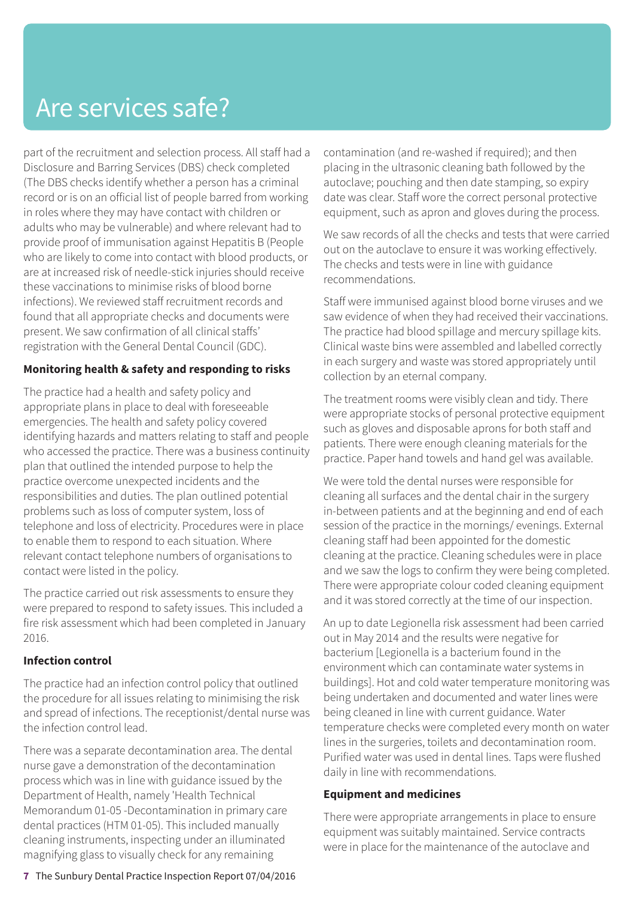# Are services safe?

part of the recruitment and selection process. All staff had a Disclosure and Barring Services (DBS) check completed (The DBS checks identify whether a person has a criminal record or is on an official list of people barred from working in roles where they may have contact with children or adults who may be vulnerable) and where relevant had to provide proof of immunisation against Hepatitis B (People who are likely to come into contact with blood products, or are at increased risk of needle-stick injuries should receive these vaccinations to minimise risks of blood borne infections). We reviewed staff recruitment records and found that all appropriate checks and documents were present. We saw confirmation of all clinical staffs' registration with the General Dental Council (GDC).

**Monitoring health & safety and responding to risks**

The practice had a health and safety policy and appropriate plans in place to deal with foreseeable emergencies. The health and safety policy covered identifying hazards and matters relating to staff and people who accessed the practice. There was a business continuity plan that outlined the intended purpose to help the practice overcome unexpected incidents and the responsibilities and duties. The plan outlined potential problems such as loss of computer system, loss of telephone and loss of electricity. Procedures were in place to enable them to respond to each situation. Where relevant contact telephone numbers of organisations to contact were listed in the policy.

The practice carried out risk assessments to ensure they were prepared to respond to safety issues. This included a fire risk assessment which had been completed in January 2016.

**Infection control**

The practice had an infection control policy that outlined the procedure for all issues relating to minimising the risk and spread of infections. The receptionist/dental nurse was the infection control lead.

There was a separate decontamination area. The dental nurse gave a demonstration of the decontamination process which was in line with guidance issued by the Department of Health, namely 'Health Technical Memorandum 01-05 -Decontamination in primary care dental practices (HTM 01-05). This included manually cleaning instruments, inspecting under an illuminated magnifying glass to visually check for any remaining contamination (and re-washed if required); and then placing in the ultrasonic cleaning bath followed by the autoclave; pouching and then date stamping, so expiry date was clear. Staff wore the correct personal protective equipment, such as apron and gloves during the process.

We saw records of all the checks and tests that were carried out on the autoclave to ensure it was working effectively. The checks and tests were in line with guidance recommendations.

Staff were immunised against blood borne viruses and we saw evidence of when they had received their vaccinations. The practice had blood spillage and mercury spillage kits. Clinical waste bins were assembled and labelled correctly in each surgery and waste was stored appropriately until collection by an eternal company.

The treatment rooms were visibly clean and tidy. There were appropriate stocks of personal protective equipment such as gloves and disposable aprons for both staff and patients. There were enough cleaning materials for the practice. Paper hand towels and hand gel was available.

We were told the dental nurses were responsible for cleaning all surfaces and the dental chair in the surgery in-between patients and at the beginning and end of each session of the practice in the mornings/ evenings. External cleaning staff had been appointed for the domestic cleaning at the practice. Cleaning schedules were in place and we saw the logs to confirm they were being completed. There were appropriate colour coded cleaning equipment and it was stored correctly at the time of our inspection.

An up to date Legionella risk assessment had been carried out in May 2014 and the results were negative for bacterium [Legionella is a bacterium found in the environment which can contaminate water systems in buildings]. Hot and cold water temperature monitoring was being undertaken and documented and water lines were being cleaned in line with current guidance. Water temperature checks were completed every month on water lines in the surgeries, toilets and decontamination room. Purified water was used in dental lines. Taps were flushed daily in line with recommendations.

**Equipment and medicines**

There were appropriate arrangements in place to ensure equipment was suitably maintained. Service contracts were in place for the maintenance of the autoclave and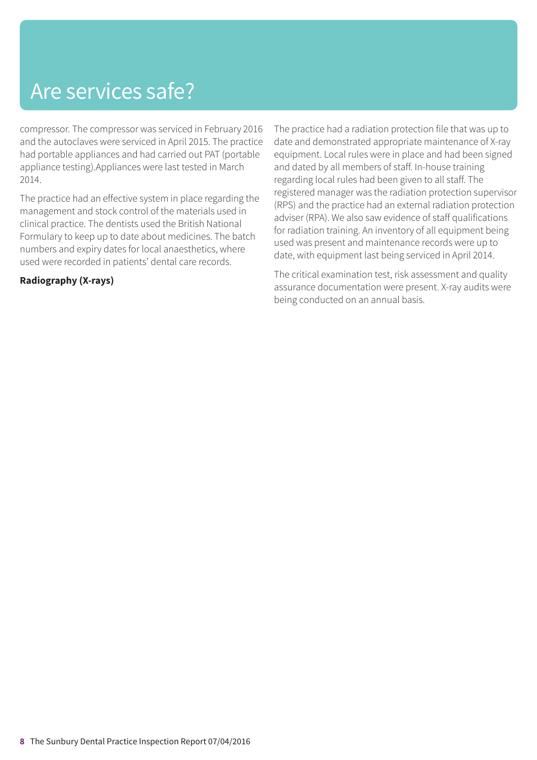# Are services safe?

compressor. The compressor was serviced in February 2016 and the autoclaves were serviced in April 2015. The practice had portable appliances and had carried out PAT (portable appliance testing).Appliances were last tested in March 2014.

The practice had an effective system in place regarding the management and stock control of the materials used in clinical practice. The dentists used the British National Formulary to keep up to date about medicines. The batch numbers and expiry dates for local anaesthetics, where used were recorded in patients' dental care records.

**Radiography (X-rays)**

The practice had a radiation protection file that was up to date and demonstrated appropriate maintenance of X-ray equipment. Local rules were in place and had been signed and dated by all members of staff. In-house training regarding local rules had been given to all staff. The registered manager was the radiation protection supervisor (RPS) and the practice had an external radiation protection adviser (RPA). We also saw evidence of staff qualifications for radiation training. An inventory of all equipment being used was present and maintenance records were up to date, with equipment last being serviced in April 2014.

The critical examination test, risk assessment and quality assurance documentation were present. X-ray audits were being conducted on an annual basis.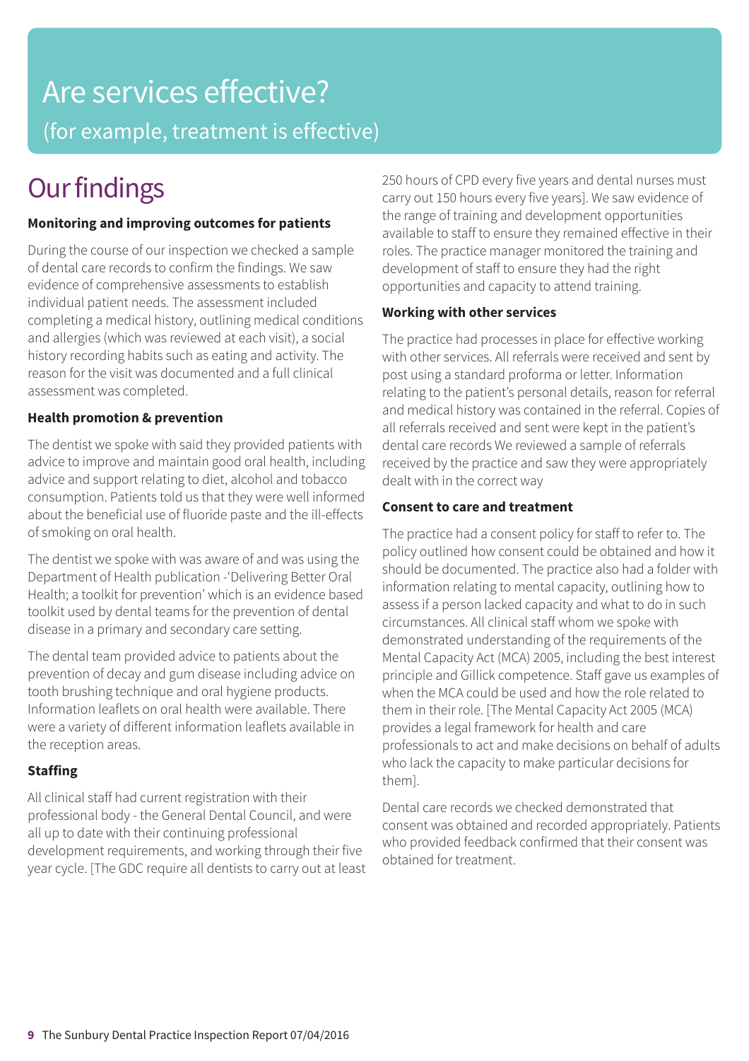# Are services effective?

(for example, treatment is effective)

## Our findings

**Monitoring and improving outcomes for patients**

During the course of our inspection we checked a sample of dental care records to confirm the findings. We saw evidence of comprehensive assessments to establish individual patient needs. The assessment included completing a medical history, outlining medical conditions and allergies (which was reviewed at each visit), a social history recording habits such as eating and activity. The reason for the visit was documented and a full clinical assessment was completed.

**Health promotion & prevention**

The dentist we spoke with said they provided patients with advice to improve and maintain good oral health, including advice and support relating to diet, alcohol and tobacco consumption. Patients told us that they were well informed about the beneficial use of fluoride paste and the ill-effects of smoking on oral health.

The dentist we spoke with was aware of and was using the Department of Health publication -'Delivering Better Oral Health; a toolkit for prevention' which is an evidence based toolkit used by dental teams for the prevention of dental disease in a primary and secondary care setting.

The dental team provided advice to patients about the prevention of decay and gum disease including advice on tooth brushing technique and oral hygiene products. Information leaflets on oral health were available. There were a variety of different information leaflets available in the reception areas.

**Staffing**

All clinical staff had current registration with their professional body - the General Dental Council, and were all up to date with their continuing professional development requirements, and working through their five year cycle. [The GDC require all dentists to carry out at least 250 hours of CPD every five years and dental nurses must carry out 150 hours every five years]. We saw evidence of the range of training and development opportunities available to staff to ensure they remained effective in their roles. The practice manager monitored the training and development of staff to ensure they had the right opportunities and capacity to attend training.

**Working with other services**

The practice had processes in place for effective working with other services. All referrals were received and sent by post using a standard proforma or letter. Information relating to the patient's personal details, reason for referral and medical history was contained in the referral. Copies of all referrals received and sent were kept in the patient's dental care records We reviewed a sample of referrals received by the practice and saw they were appropriately dealt with in the correct way

**Consent to care and treatment**

The practice had a consent policy for staff to refer to. The policy outlined how consent could be obtained and how it should be documented. The practice also had a folder with information relating to mental capacity, outlining how to assess if a person lacked capacity and what to do in such circumstances. All clinical staff whom we spoke with demonstrated understanding of the requirements of the Mental Capacity Act (MCA) 2005, including the best interest principle and Gillick competence. Staff gave us examples of when the MCA could be used and how the role related to them in their role. [The Mental Capacity Act 2005 (MCA) provides a legal framework for health and care professionals to act and make decisions on behalf of adults who lack the capacity to make particular decisions for them].

Dental care records we checked demonstrated that consent was obtained and recorded appropriately. Patients who provided feedback confirmed that their consent was obtained for treatment.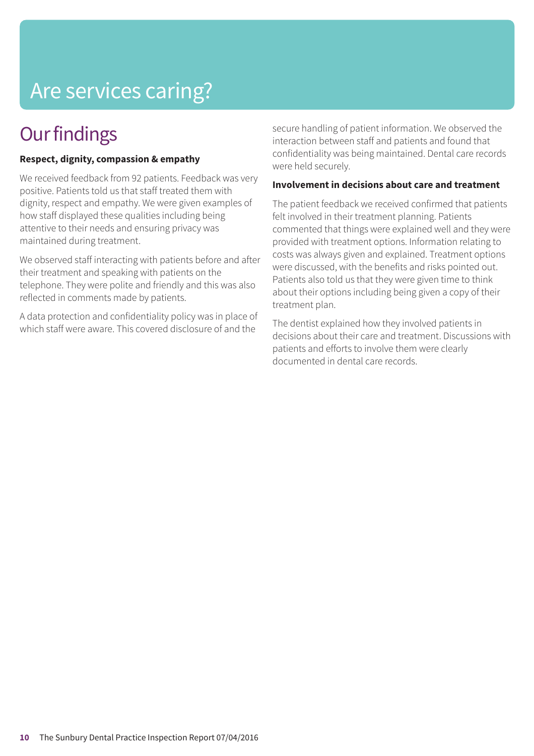# Are services caring?

## Our findings

**Respect, dignity, compassion & empathy**

We received feedback from 92 patients. Feedback was very positive. Patients told us that staff treated them with dignity, respect and empathy. We were given examples of how staff displayed these qualities including being attentive to their needs and ensuring privacy was maintained during treatment.

We observed staff interacting with patients before and after their treatment and speaking with patients on the telephone. They were polite and friendly and this was also reflected in comments made by patients.

A data protection and confidentiality policy was in place of which staff were aware. This covered disclosure of and the secure handling of patient information. We observed the interaction between staff and patients and found that confidentiality was being maintained. Dental care records were held securely.

**Involvement in decisions about care and treatment**

The patient feedback we received confirmed that patients felt involved in their treatment planning. Patients commented that things were explained well and they were provided with treatment options. Information relating to costs was always given and explained. Treatment options were discussed, with the benefits and risks pointed out. Patients also told us that they were given time to think about their options including being given a copy of their treatment plan.

The dentist explained how they involved patients in decisions about their care and treatment. Discussions with patients and efforts to involve them were clearly documented in dental care records.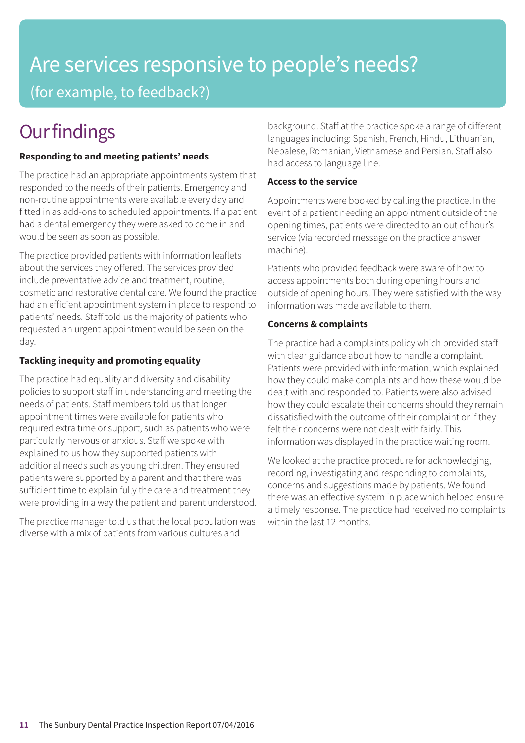# Are services responsive to people's needs?

(for example, to feedback?)

## Our findings

**Responding to and meeting patients' needs**

The practice had an appropriate appointments system that responded to the needs of their patients. Emergency and non-routine appointments were available every day and fitted in as add-ons to scheduled appointments. If a patient had a dental emergency they were asked to come in and would be seen as soon as possible.

The practice provided patients with information leaflets about the services they offered. The services provided include preventative advice and treatment, routine, cosmetic and restorative dental care. We found the practice had an efficient appointment system in place to respond to patients' needs. Staff told us the majority of patients who requested an urgent appointment would be seen on the day.

**Tackling inequity and promoting equality**

The practice had equality and diversity and disability policies to support staff in understanding and meeting the needs of patients. Staff members told us that longer appointment times were available for patients who required extra time or support, such as patients who were particularly nervous or anxious. Staff we spoke with explained to us how they supported patients with additional needs such as young children. They ensured patients were supported by a parent and that there was sufficient time to explain fully the care and treatment they were providing in a way the patient and parent understood.

The practice manager told us that the local population was diverse with a mix of patients from various cultures and background. Staff at the practice spoke a range of different languages including: Spanish, French, Hindu, Lithuanian, Nepalese, Romanian, Vietnamese and Persian. Staff also had access to language line.

**Access to the service**

Appointments were booked by calling the practice. In the event of a patient needing an appointment outside of the opening times, patients were directed to an out of hour's service (via recorded message on the practice answer machine).

Patients who provided feedback were aware of how to access appointments both during opening hours and outside of opening hours. They were satisfied with the way information was made available to them.

**Concerns & complaints**

The practice had a complaints policy which provided staff with clear guidance about how to handle a complaint. Patients were provided with information, which explained how they could make complaints and how these would be dealt with and responded to. Patients were also advised how they could escalate their concerns should they remain dissatisfied with the outcome of their complaint or if they felt their concerns were not dealt with fairly. This information was displayed in the practice waiting room.

We looked at the practice procedure for acknowledging, recording, investigating and responding to complaints, concerns and suggestions made by patients. We found there was an effective system in place which helped ensure a timely response. The practice had received no complaints within the last 12 months.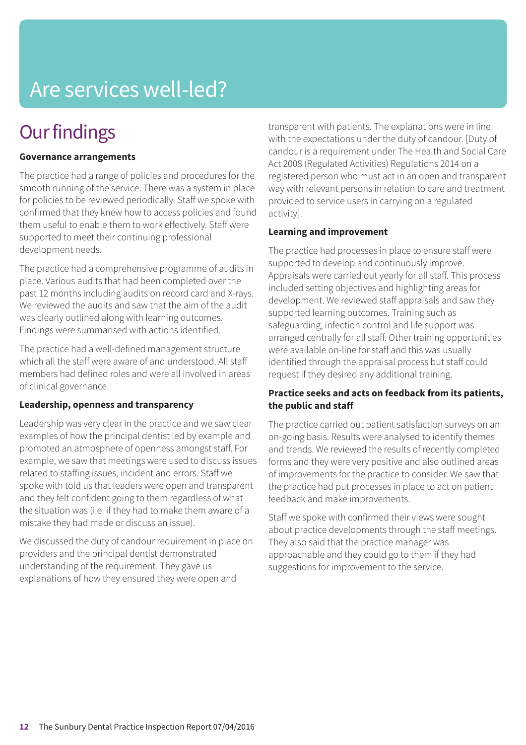# Are services well-led?

## Our findings

**Governance arrangements**

The practice had a range of policies and procedures for the smooth running of the service. There was a system in place for policies to be reviewed periodically. Staff we spoke with confirmed that they knew how to access policies and found them useful to enable them to work effectively. Staff were supported to meet their continuing professional development needs.

The practice had a comprehensive programme of audits in place. Various audits that had been completed over the past 12 months including audits on record card and X-rays. We reviewed the audits and saw that the aim of the audit was clearly outlined along with learning outcomes. Findings were summarised with actions identified.

The practice had a well-defined management structure which all the staff were aware of and understood. All staff members had defined roles and were all involved in areas of clinical governance.

**Leadership, openness and transparency**

Leadership was very clear in the practice and we saw clear examples of how the principal dentist led by example and promoted an atmosphere of openness amongst staff. For example, we saw that meetings were used to discuss issues related to staffing issues, incident and errors. Staff we spoke with told us that leaders were open and transparent and they felt confident going to them regardless of what the situation was (i.e. if they had to make them aware of a mistake they had made or discuss an issue).

We discussed the duty of candour requirement in place on providers and the principal dentist demonstrated understanding of the requirement. They gave us explanations of how they ensured they were open and transparent with patients. The explanations were in line with the expectations under the duty of candour. [Duty of candour is a requirement under The Health and Social Care Act 2008 (Regulated Activities) Regulations 2014 on a registered person who must act in an open and transparent way with relevant persons in relation to care and treatment provided to service users in carrying on a regulated activity].

**Learning and improvement**

The practice had processes in place to ensure staff were supported to develop and continuously improve. Appraisals were carried out yearly for all staff. This process included setting objectives and highlighting areas for development. We reviewed staff appraisals and saw they supported learning outcomes. Training such as safeguarding, infection control and life support was arranged centrally for all staff. Other training opportunities were available on-line for staff and this was usually identified through the appraisal process but staff could request if they desired any additional training.

**Practice seeks and acts on feedback from its patients, the public and staff**

The practice carried out patient satisfaction surveys on an on-going basis. Results were analysed to identify themes and trends. We reviewed the results of recently completed forms and they were very positive and also outlined areas of improvements for the practice to consider. We saw that the practice had put processes in place to act on patient feedback and make improvements.

Staff we spoke with confirmed their views were sought about practice developments through the staff meetings. They also said that the practice manager was approachable and they could go to them if they had suggestions for improvement to the service.